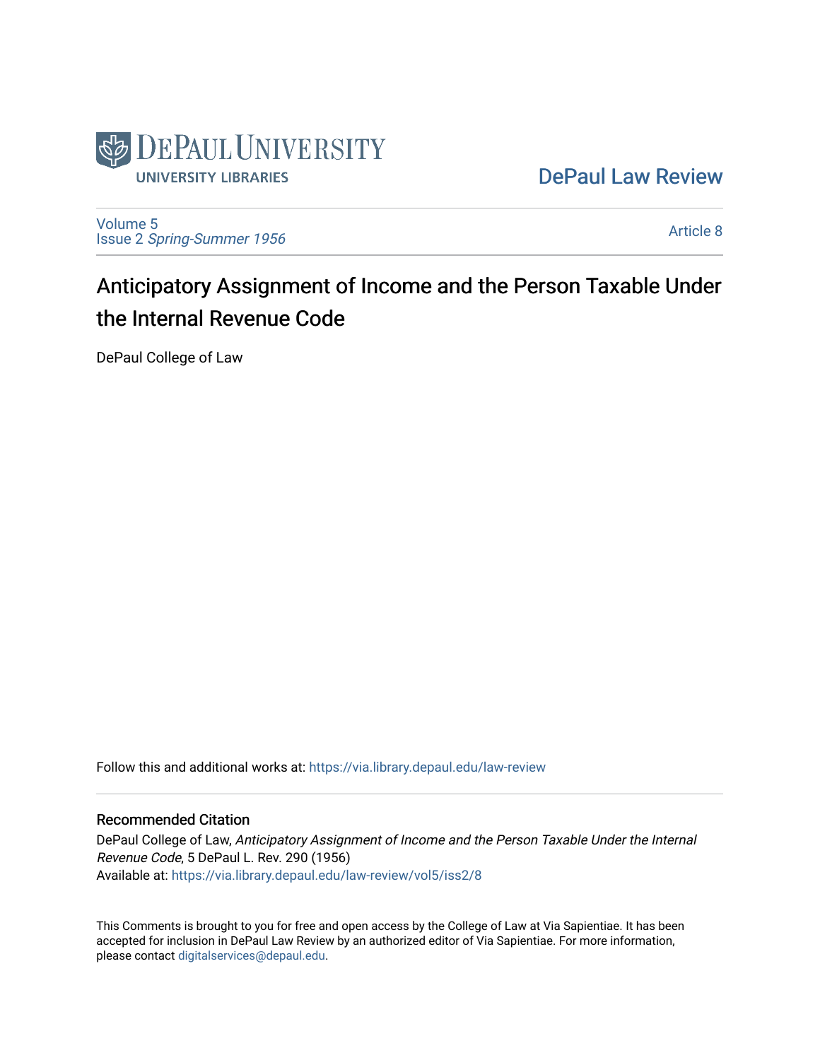DePaul University Libraries

DePaul Law Review

Volume 5
Issue 2 *Spring-Summer 1956*

Article 8

# Anticipatory Assignment of Income and the Person Taxable Under the Internal Revenue Code

DePaul College of Law

Follow this and additional works at: https://via.library.depaul.edu/law-review

## Recommended Citation

DePaul College of Law, *Anticipatory Assignment of Income and the Person Taxable Under the Internal Revenue Code*, 5 DePaul L. Rev. 290 (1956)
Available at: https://via.library.depaul.edu/law-review/vol5/iss2/8

This Comments is brought to you for free and open access by the College of Law at Via Sapientiae. It has been accepted for inclusion in DePaul Law Review by an authorized editor of Via Sapientiae. For more information, please contact digitalservices@depaul.edu.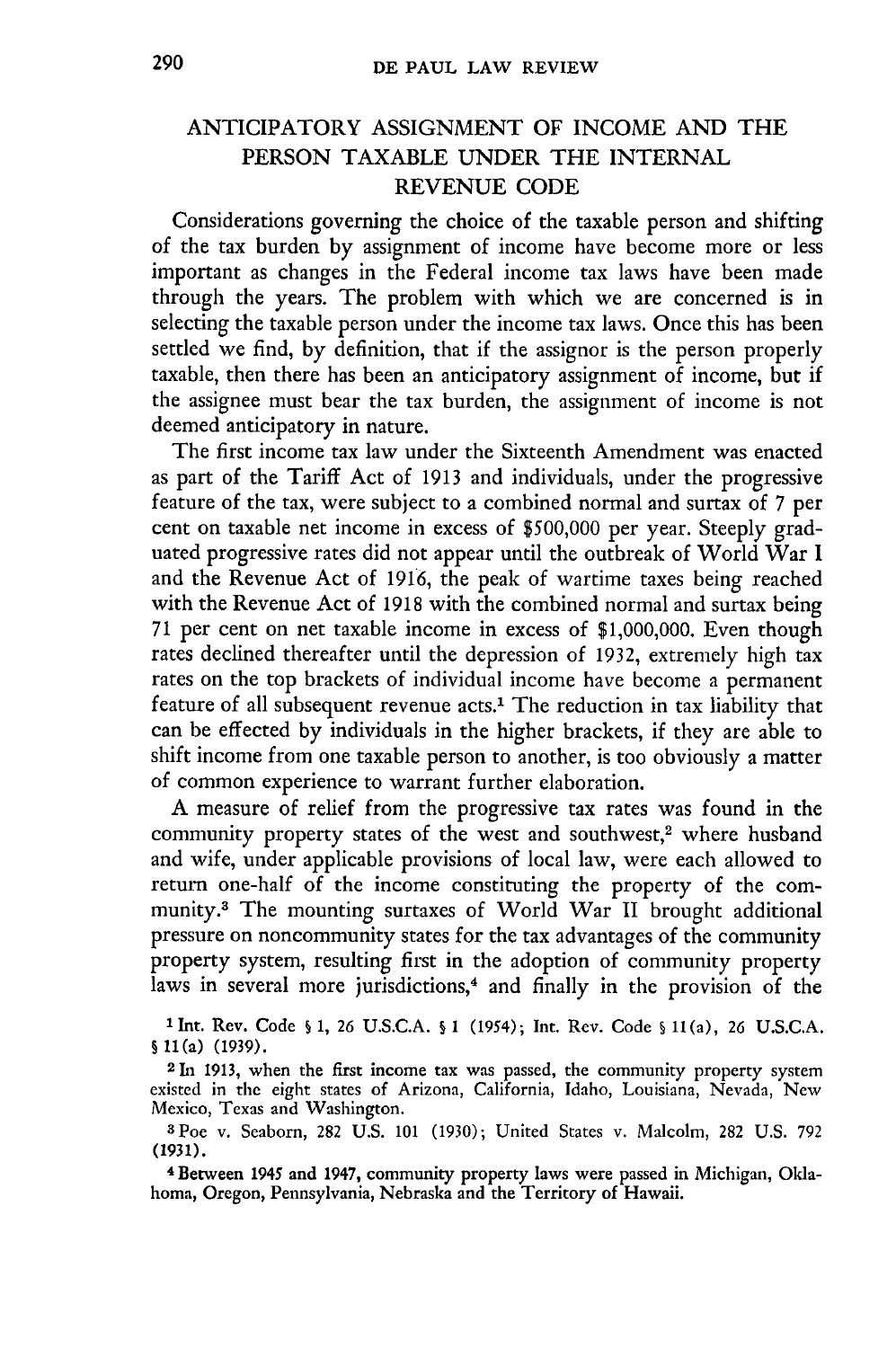## ANTICIPATORY ASSIGNMENT OF INCOME AND THE PERSON TAXABLE UNDER THE INTERNAL REVENUE CODE

Considerations governing the choice of the taxable person and shifting of the tax burden by assignment of income have become more or less important as changes in the Federal income tax laws have been made through the years. The problem with which we are concerned is in selecting the taxable person under the income tax laws. Once this has been settled we find, by definition, that if the assignor is the person properly taxable, then there has been an anticipatory assignment of income, but if the assignee must bear the tax burden, the assignment of income is not deemed anticipatory in nature.

The first income tax law under the Sixteenth Amendment was enacted as part of the Tariff Act of 1913 and individuals, under the progressive feature of the tax, were subject to a combined normal and surtax of 7 per cent on taxable net income in excess of $500,000 per year. Steeply graduated progressive rates did not appear until the outbreak of World War I and the Revenue Act of 1916, the peak of wartime taxes being reached with the Revenue Act of 1918 with the combined normal and surtax being 71 per cent on net taxable income in excess of $1,000,000. Even though rates declined thereafter until the depression of 1932, extremely high tax rates on the top brackets of individual income have become a permanent feature of all subsequent revenue acts.[1] The reduction in tax liability that can be effected by individuals in the higher brackets, if they are able to shift income from one taxable person to another, is too obviously a matter of common experience to warrant further elaboration.

A measure of relief from the progressive tax rates was found in the community property states of the west and southwest,[2] where husband and wife, under applicable provisions of local law, were each allowed to return one-half of the income constituting the property of the community.[3] The mounting surtaxes of World War II brought additional pressure on noncommunity states for the tax advantages of the community property system, resulting first in the adoption of community property laws in several more jurisdictions,[4] and finally in the provision of the

[1] Int. Rev. Code § 1, 26 U.S.C.A. § 1 (1954); Int. Rev. Code § 11(a), 26 U.S.C.A. § 11(a) (1939).

[2] In 1913, when the first income tax was passed, the community property system existed in the eight states of Arizona, California, Idaho, Louisiana, Nevada, New Mexico, Texas and Washington.

[3] Poe v. Seaborn, 282 U.S. 101 (1930); United States v. Malcolm, 282 U.S. 792 (1931).

[4] Between 1945 and 1947, community property laws were passed in Michigan, Oklahoma, Oregon, Pennsylvania, Nebraska and the Territory of Hawaii.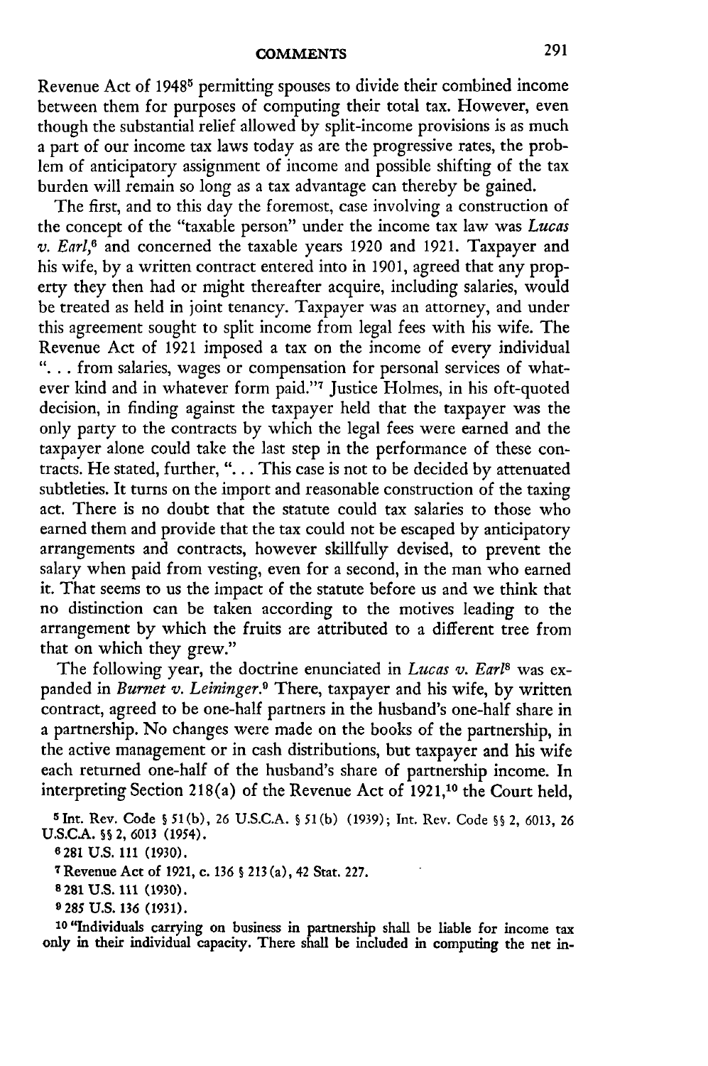Revenue Act of 1948[5] permitting spouses to divide their combined income between them for purposes of computing their total tax. However, even though the substantial relief allowed by split-income provisions is as much a part of our income tax laws today as are the progressive rates, the problem of anticipatory assignment of income and possible shifting of the tax burden will remain so long as a tax advantage can thereby be gained.

The first, and to this day the foremost, case involving a construction of the concept of the "taxable person" under the income tax law was *Lucas v. Earl*,[6] and concerned the taxable years 1920 and 1921. Taxpayer and his wife, by a written contract entered into in 1901, agreed that any property they then had or might thereafter acquire, including salaries, would be treated as held in joint tenancy. Taxpayer was an attorney, and under this agreement sought to split income from legal fees with his wife. The Revenue Act of 1921 imposed a tax on the income of every individual ". . . from salaries, wages or compensation for personal services of whatever kind and in whatever form paid."[7] Justice Holmes, in his oft-quoted decision, in finding against the taxpayer held that the taxpayer was the only party to the contracts by which the legal fees were earned and the taxpayer alone could take the last step in the performance of these contracts. He stated, further, ". . . This case is not to be decided by attenuated subtleties. It turns on the import and reasonable construction of the taxing act. There is no doubt that the statute could tax salaries to those who earned them and provide that the tax could not be escaped by anticipatory arrangements and contracts, however skillfully devised, to prevent the salary when paid from vesting, even for a second, in the man who earned it. That seems to us the impact of the statute before us and we think that no distinction can be taken according to the motives leading to the arrangement by which the fruits are attributed to a different tree from that on which they grew."

The following year, the doctrine enunciated in *Lucas v. Earl*[8] was expanded in *Burnet v. Leininger*.[9] There, taxpayer and his wife, by written contract, agreed to be one-half partners in the husband's one-half share in a partnership. No changes were made on the books of the partnership, in the active management or in cash distributions, but taxpayer and his wife each returned one-half of the husband's share of partnership income. In interpreting Section 218(a) of the Revenue Act of 1921,[10] the Court held,

[5] Int. Rev. Code § 51(b), 26 U.S.C.A. § 51(b) (1939); Int. Rev. Code §§ 2, 6013, 26 U.S.C.A. §§ 2, 6013 (1954).

[6] 281 U.S. 111 (1930).

[7] Revenue Act of 1921, c. 136 § 213(a), 42 Stat. 227.

[8] 281 U.S. 111 (1930).

[9] 285 U.S. 136 (1931).

[10] "Individuals carrying on business in partnership shall be liable for income tax only in their individual capacity. There shall be included in computing the net in-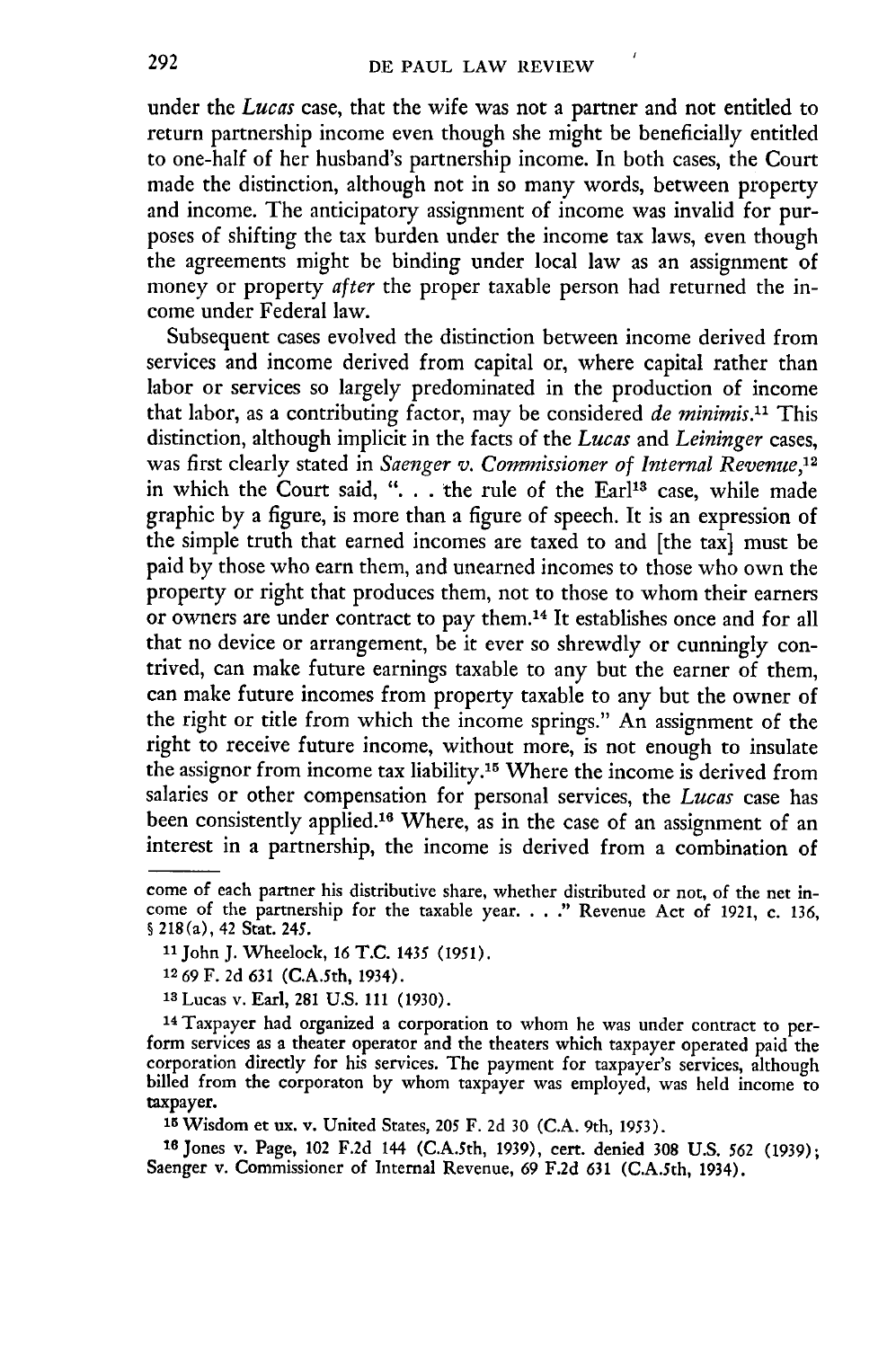under the *Lucas* case, that the wife was not a partner and not entitled to return partnership income even though she might be beneficially entitled to one-half of her husband's partnership income. In both cases, the Court made the distinction, although not in so many words, between property and income. The anticipatory assignment of income was invalid for purposes of shifting the tax burden under the income tax laws, even though the agreements might be binding under local law as an assignment of money or property *after* the proper taxable person had returned the income under Federal law.

Subsequent cases evolved the distinction between income derived from services and income derived from capital or, where capital rather than labor or services so largely predominated in the production of income that labor, as a contributing factor, may be considered *de minimis*.[11] This distinction, although implicit in the facts of the *Lucas* and *Leininger* cases, was first clearly stated in *Saenger v. Commissioner of Internal Revenue*,[12] in which the Court said, ". . . the rule of the Earl[13] case, while made graphic by a figure, is more than a figure of speech. It is an expression of the simple truth that earned incomes are taxed to and [the tax] must be paid by those who earn them, and unearned incomes to those who own the property or right that produces them, not to those to whom their earners or owners are under contract to pay them.[14] It establishes once and for all that no device or arrangement, be it ever so shrewdly or cunningly contrived, can make future earnings taxable to any but the earner of them, can make future incomes from property taxable to any but the owner of the right or title from which the income springs." An assignment of the right to receive future income, without more, is not enough to insulate the assignor from income tax liability.[15] Where the income is derived from salaries or other compensation for personal services, the *Lucas* case has been consistently applied.[16] Where, as in the case of an assignment of an interest in a partnership, the income is derived from a combination of

---

come of each partner his distributive share, whether distributed or not, of the net income of the partnership for the taxable year. . . ." Revenue Act of 1921, c. 136, § 218(a), 42 Stat. 245.

[11] John J. Wheelock, 16 T.C. 1435 (1951).

[12] 69 F. 2d 631 (C.A.5th, 1934).

[13] Lucas v. Earl, 281 U.S. 111 (1930).

[14] Taxpayer had organized a corporation to whom he was under contract to perform services as a theater operator and the theaters which taxpayer operated paid the corporation directly for his services. The payment for taxpayer's services, although billed from the corporaton by whom taxpayer was employed, was held income to taxpayer.

[15] Wisdom et ux. v. United States, 205 F. 2d 30 (C.A. 9th, 1953).

[16] Jones v. Page, 102 F.2d 144 (C.A.5th, 1939), cert. denied 308 U.S. 562 (1939); Saenger v. Commissioner of Internal Revenue, 69 F.2d 631 (C.A.5th, 1934).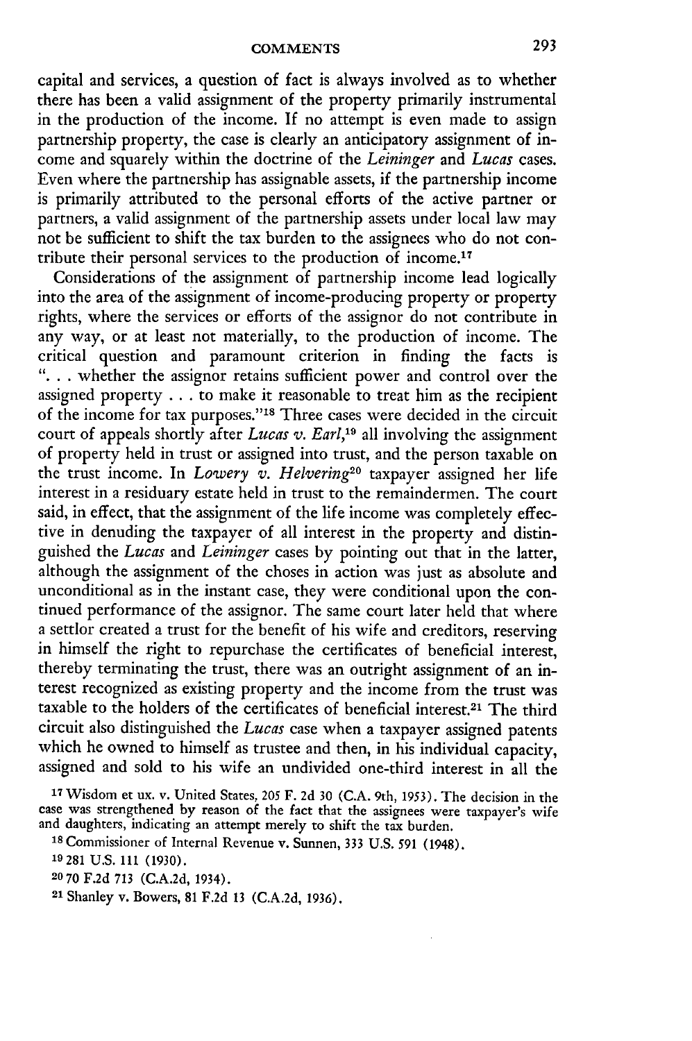capital and services, a question of fact is always involved as to whether there has been a valid assignment of the property primarily instrumental in the production of the income. If no attempt is even made to assign partnership property, the case is clearly an anticipatory assignment of income and squarely within the doctrine of the *Leininger* and *Lucas* cases. Even where the partnership has assignable assets, if the partnership income is primarily attributed to the personal efforts of the active partner or partners, a valid assignment of the partnership assets under local law may not be sufficient to shift the tax burden to the assignees who do not contribute their personal services to the production of income.[17]

Considerations of the assignment of partnership income lead logically into the area of the assignment of income-producing property or property rights, where the services or efforts of the assignor do not contribute in any way, or at least not materially, to the production of income. The critical question and paramount criterion in finding the facts is ". . . whether the assignor retains sufficient power and control over the assigned property . . . to make it reasonable to treat him as the recipient of the income for tax purposes."[18] Three cases were decided in the circuit court of appeals shortly after *Lucas v. Earl*,[19] all involving the assignment of property held in trust or assigned into trust, and the person taxable on the trust income. In *Lowery v. Helvering*[20] taxpayer assigned her life interest in a residuary estate held in trust to the remaindermen. The court said, in effect, that the assignment of the life income was completely effective in denuding the taxpayer of all interest in the property and distinguished the *Lucas* and *Leininger* cases by pointing out that in the latter, although the assignment of the choses in action was just as absolute and unconditional as in the instant case, they were conditional upon the continued performance of the assignor. The same court later held that where a settlor created a trust for the benefit of his wife and creditors, reserving in himself the right to repurchase the certificates of beneficial interest, thereby terminating the trust, there was an outright assignment of an interest recognized as existing property and the income from the trust was taxable to the holders of the certificates of beneficial interest.[21] The third circuit also distinguished the *Lucas* case when a taxpayer assigned patents which he owned to himself as trustee and then, in his individual capacity, assigned and sold to his wife an undivided one-third interest in all the

[17] Wisdom et ux. v. United States, 205 F. 2d 30 (C.A. 9th, 1953). The decision in the case was strengthened by reason of the fact that the assignees were taxpayer's wife and daughters, indicating an attempt merely to shift the tax burden.

[18] Commissioner of Internal Revenue v. Sunnen, 333 U.S. 591 (1948).

[19] 281 U.S. 111 (1930).

[20] 70 F.2d 713 (C.A.2d, 1934).

[21] Shanley v. Bowers, 81 F.2d 13 (C.A.2d, 1936).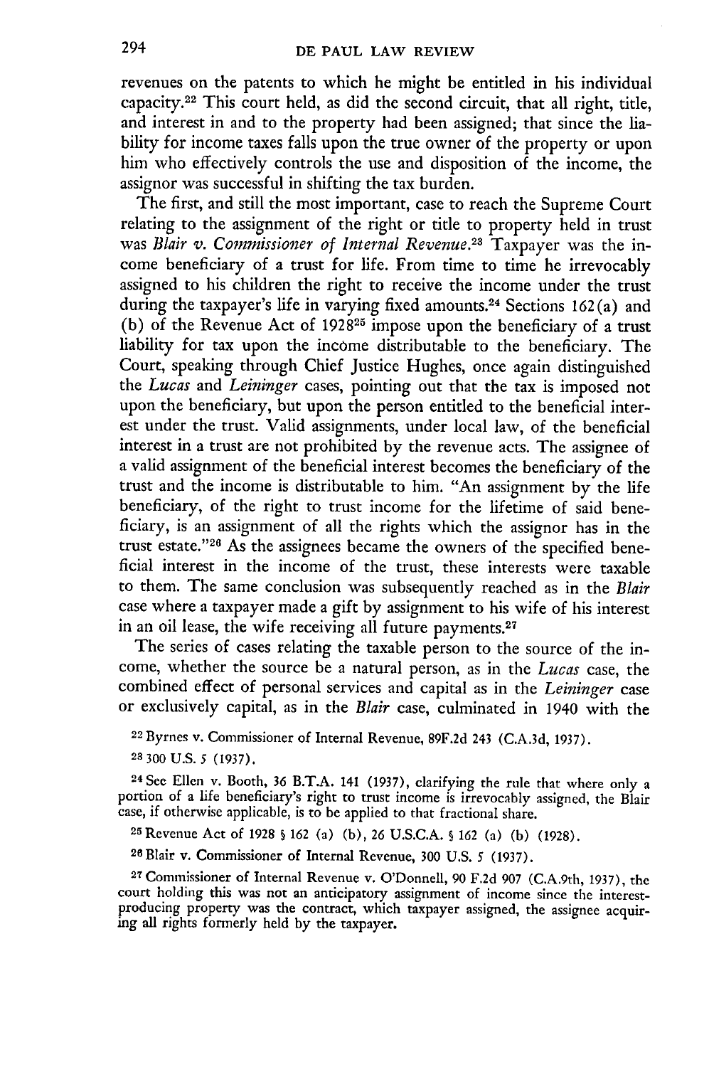revenues on the patents to which he might be entitled in his individual capacity.[22] This court held, as did the second circuit, that all right, title, and interest in and to the property had been assigned; that since the liability for income taxes falls upon the true owner of the property or upon him who effectively controls the use and disposition of the income, the assignor was successful in shifting the tax burden.

The first, and still the most important, case to reach the Supreme Court relating to the assignment of the right or title to property held in trust was *Blair v. Commissioner of Internal Revenue*.[23] Taxpayer was the income beneficiary of a trust for life. From time to time he irrevocably assigned to his children the right to receive the income under the trust during the taxpayer's life in varying fixed amounts.[24] Sections 162(a) and (b) of the Revenue Act of 1928[25] impose upon the beneficiary of a trust liability for tax upon the income distributable to the beneficiary. The Court, speaking through Chief Justice Hughes, once again distinguished the *Lucas* and *Leininger* cases, pointing out that the tax is imposed not upon the beneficiary, but upon the person entitled to the beneficial interest under the trust. Valid assignments, under local law, of the beneficial interest in a trust are not prohibited by the revenue acts. The assignee of a valid assignment of the beneficial interest becomes the beneficiary of the trust and the income is distributable to him. "An assignment by the life beneficiary, of the right to trust income for the lifetime of said beneficiary, is an assignment of all the rights which the assignor has in the trust estate."[26] As the assignees became the owners of the specified beneficial interest in the income of the trust, these interests were taxable to them. The same conclusion was subsequently reached as in the *Blair* case where a taxpayer made a gift by assignment to his wife of his interest in an oil lease, the wife receiving all future payments.[27]

The series of cases relating the taxable person to the source of the income, whether the source be a natural person, as in the *Lucas* case, the combined effect of personal services and capital as in the *Leininger* case or exclusively capital, as in the *Blair* case, culminated in 1940 with the

[22] Byrnes v. Commissioner of Internal Revenue, 89F.2d 243 (C.A.3d, 1937).

[23] 300 U.S. 5 (1937).

[24] See Ellen v. Booth, 36 B.T.A. 141 (1937), clarifying the rule that where only a portion of a life beneficiary's right to trust income is irrevocably assigned, the Blair case, if otherwise applicable, is to be applied to that fractional share.

[25] Revenue Act of 1928 § 162 (a) (b), 26 U.S.C.A. § 162 (a) (b) (1928).

[26] Blair v. Commissioner of Internal Revenue, 300 U.S. 5 (1937).

[27] Commissioner of Internal Revenue v. O'Donnell, 90 F.2d 907 (C.A.9th, 1937), the court holding this was not an anticipatory assignment of income since the interest-producing property was the contract, which taxpayer assigned, the assignee acquiring all rights formerly held by the taxpayer.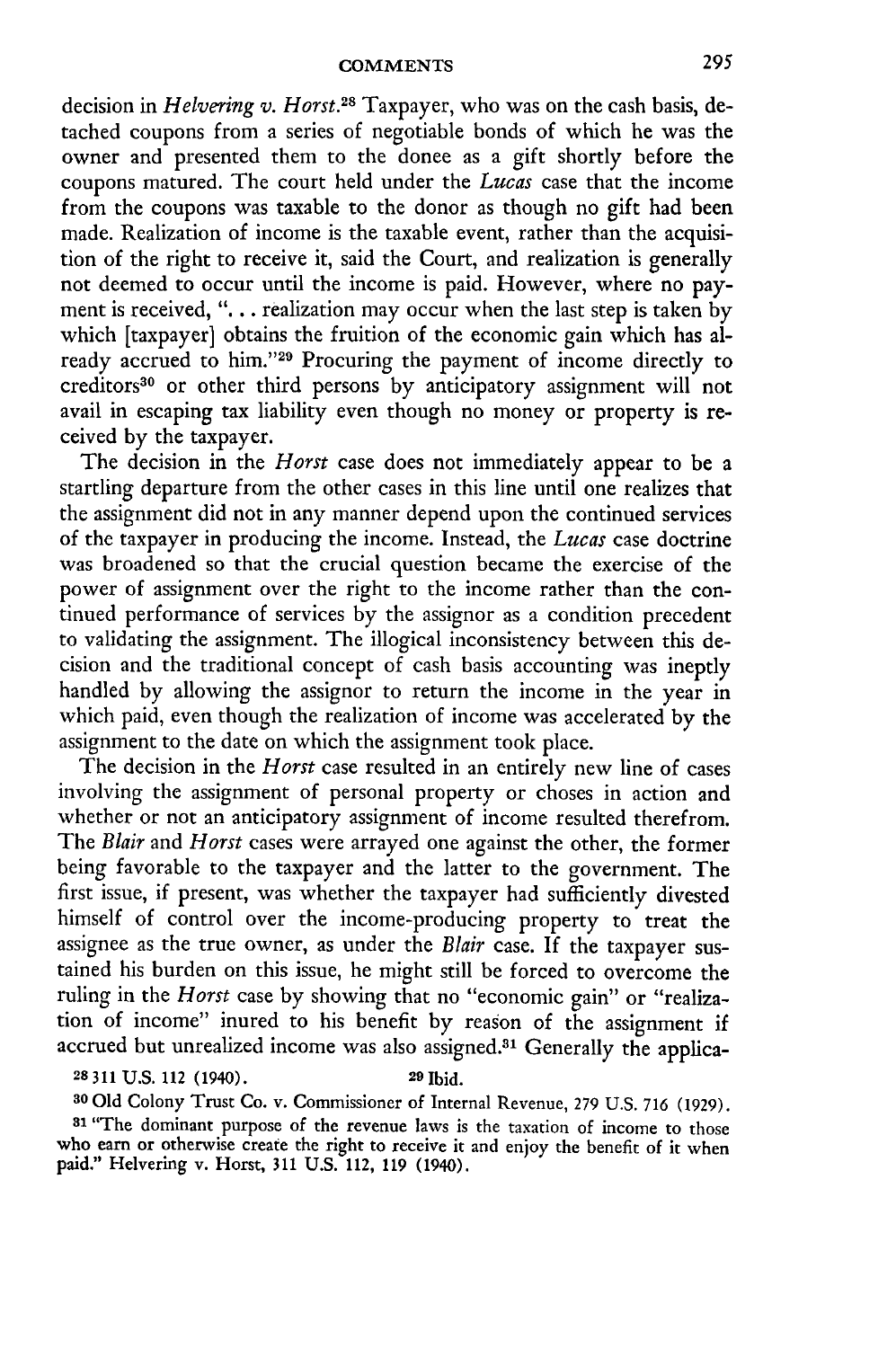decision in *Helvering v. Horst*.[28] Taxpayer, who was on the cash basis, detached coupons from a series of negotiable bonds of which he was the owner and presented them to the donee as a gift shortly before the coupons matured. The court held under the *Lucas* case that the income from the coupons was taxable to the donor as though no gift had been made. Realization of income is the taxable event, rather than the acquisition of the right to receive it, said the Court, and realization is generally not deemed to occur until the income is paid. However, where no payment is received, ". . . realization may occur when the last step is taken by which [taxpayer] obtains the fruition of the economic gain which has already accrued to him."[29] Procuring the payment of income directly to creditors[30] or other third persons by anticipatory assignment will not avail in escaping tax liability even though no money or property is received by the taxpayer.

The decision in the *Horst* case does not immediately appear to be a startling departure from the other cases in this line until one realizes that the assignment did not in any manner depend upon the continued services of the taxpayer in producing the income. Instead, the *Lucas* case doctrine was broadened so that the crucial question became the exercise of the power of assignment over the right to the income rather than the continued performance of services by the assignor as a condition precedent to validating the assignment. The illogical inconsistency between this decision and the traditional concept of cash basis accounting was ineptly handled by allowing the assignor to return the income in the year in which paid, even though the realization of income was accelerated by the assignment to the date on which the assignment took place.

The decision in the *Horst* case resulted in an entirely new line of cases involving the assignment of personal property or choses in action and whether or not an anticipatory assignment of income resulted therefrom. The *Blair* and *Horst* cases were arrayed one against the other, the former being favorable to the taxpayer and the latter to the government. The first issue, if present, was whether the taxpayer had sufficiently divested himself of control over the income-producing property to treat the assignee as the true owner, as under the *Blair* case. If the taxpayer sustained his burden on this issue, he might still be forced to overcome the ruling in the *Horst* case by showing that no "economic gain" or "realization of income" inured to his benefit by reason of the assignment if accrued but unrealized income was also assigned.[31] Generally the applica-

[28] 311 U.S. 112 (1940).

[29] Ibid.

[30] Old Colony Trust Co. v. Commissioner of Internal Revenue, 279 U.S. 716 (1929).

[31] "The dominant purpose of the revenue laws is the taxation of income to those who earn or otherwise create the right to receive it and enjoy the benefit of it when paid." Helvering v. Horst, 311 U.S. 112, 119 (1940).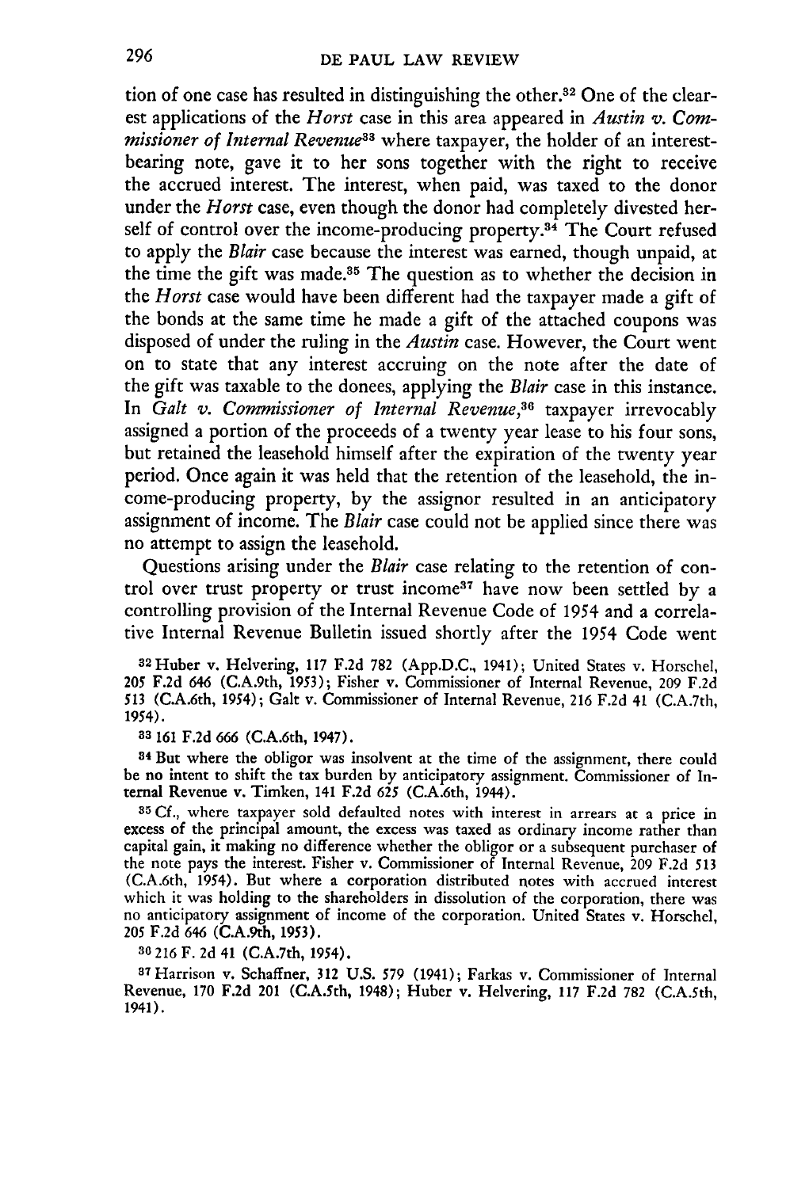tion of one case has resulted in distinguishing the other.[32] One of the clearest applications of the *Horst* case in this area appeared in *Austin v. Commissioner of Internal Revenue*[33] where taxpayer, the holder of an interest-bearing note, gave it to her sons together with the right to receive the accrued interest. The interest, when paid, was taxed to the donor under the *Horst* case, even though the donor had completely divested herself of control over the income-producing property.[34] The Court refused to apply the *Blair* case because the interest was earned, though unpaid, at the time the gift was made.[35] The question as to whether the decision in the *Horst* case would have been different had the taxpayer made a gift of the bonds at the same time he made a gift of the attached coupons was disposed of under the ruling in the *Austin* case. However, the Court went on to state that any interest accruing on the note after the date of the gift was taxable to the donees, applying the *Blair* case in this instance. In *Galt v. Commissioner of Internal Revenue*,[36] taxpayer irrevocably assigned a portion of the proceeds of a twenty year lease to his four sons, but retained the leasehold himself after the expiration of the twenty year period. Once again it was held that the retention of the leasehold, the income-producing property, by the assignor resulted in an anticipatory assignment of income. The *Blair* case could not be applied since there was no attempt to assign the leasehold.

Questions arising under the *Blair* case relating to the retention of control over trust property or trust income[37] have now been settled by a controlling provision of the Internal Revenue Code of 1954 and a correlative Internal Revenue Bulletin issued shortly after the 1954 Code went

[32] Huber v. Helvering, 117 F.2d 782 (App.D.C., 1941); United States v. Horschel, 205 F.2d 646 (C.A.9th, 1953); Fisher v. Commissioner of Internal Revenue, 209 F.2d 513 (C.A.6th, 1954); Galt v. Commissioner of Internal Revenue, 216 F.2d 41 (C.A.7th, 1954).

[33] 161 F.2d 666 (C.A.6th, 1947).

[34] But where the obligor was insolvent at the time of the assignment, there could be no intent to shift the tax burden by anticipatory assignment. Commissioner of Internal Revenue v. Timken, 141 F.2d 625 (C.A.6th, 1944).

[35] Cf., where taxpayer sold defaulted notes with interest in arrears at a price in excess of the principal amount, the excess was taxed as ordinary income rather than capital gain, it making no difference whether the obligor or a subsequent purchaser of the note pays the interest. Fisher v. Commissioner of Internal Revenue, 209 F.2d 513 (C.A.6th, 1954). But where a corporation distributed notes with accrued interest which it was holding to the shareholders in dissolution of the corporation, there was no anticipatory assignment of income of the corporation. United States v. Horschel, 205 F.2d 646 (C.A.9th, 1953).

[36] 216 F. 2d 41 (C.A.7th, 1954).

[37] Harrison v. Schaffner, 312 U.S. 579 (1941); Farkas v. Commissioner of Internal Revenue, 170 F.2d 201 (C.A.5th, 1948); Huber v. Helvering, 117 F.2d 782 (C.A.5th, 1941).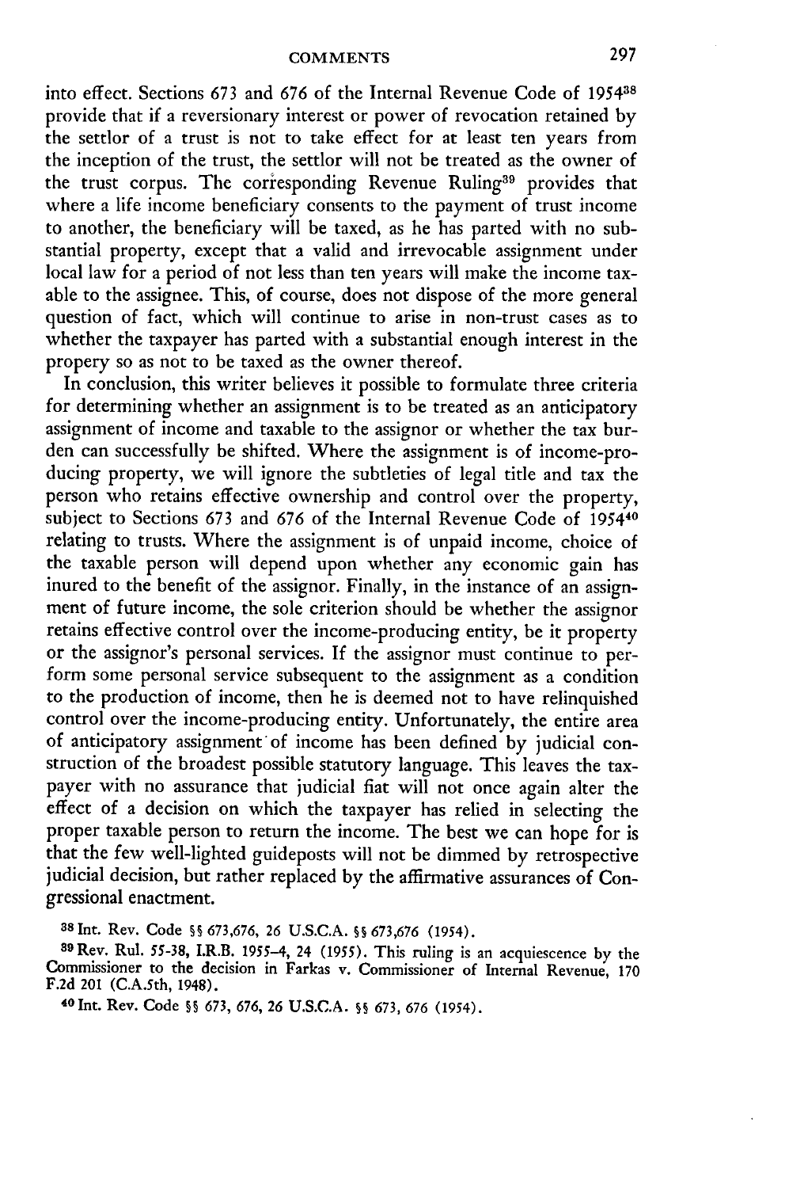into effect. Sections 673 and 676 of the Internal Revenue Code of 1954[38] provide that if a reversionary interest or power of revocation retained by the settlor of a trust is not to take effect for at least ten years from the inception of the trust, the settlor will not be treated as the owner of the trust corpus. The corresponding Revenue Ruling[39] provides that where a life income beneficiary consents to the payment of trust income to another, the beneficiary will be taxed, as he has parted with no substantial property, except that a valid and irrevocable assignment under local law for a period of not less than ten years will make the income taxable to the assignee. This, of course, does not dispose of the more general question of fact, which will continue to arise in non-trust cases as to whether the taxpayer has parted with a substantial enough interest in the propery so as not to be taxed as the owner thereof.

In conclusion, this writer believes it possible to formulate three criteria for determining whether an assignment is to be treated as an anticipatory assignment of income and taxable to the assignor or whether the tax burden can successfully be shifted. Where the assignment is of income-producing property, we will ignore the subtleties of legal title and tax the person who retains effective ownership and control over the property, subject to Sections 673 and 676 of the Internal Revenue Code of 1954[40] relating to trusts. Where the assignment is of unpaid income, choice of the taxable person will depend upon whether any economic gain has inured to the benefit of the assignor. Finally, in the instance of an assignment of future income, the sole criterion should be whether the assignor retains effective control over the income-producing entity, be it property or the assignor's personal services. If the assignor must continue to perform some personal service subsequent to the assignment as a condition to the production of income, then he is deemed not to have relinquished control over the income-producing entity. Unfortunately, the entire area of anticipatory assignment of income has been defined by judicial construction of the broadest possible statutory language. This leaves the taxpayer with no assurance that judicial fiat will not once again alter the effect of a decision on which the taxpayer has relied in selecting the proper taxable person to return the income. The best we can hope for is that the few well-lighted guideposts will not be dimmed by retrospective judicial decision, but rather replaced by the affirmative assurances of Congressional enactment.

[38] Int. Rev. Code §§ 673,676, 26 U.S.C.A. §§ 673,676 (1954).

[39] Rev. Rul. 55-38, I.R.B. 1955-4, 24 (1955). This ruling is an acquiescence by the Commissioner to the decision in Farkas v. Commissioner of Internal Revenue, 170 F.2d 201 (C.A.5th, 1948).

[40] Int. Rev. Code §§ 673, 676, 26 U.S.C.A. §§ 673, 676 (1954).